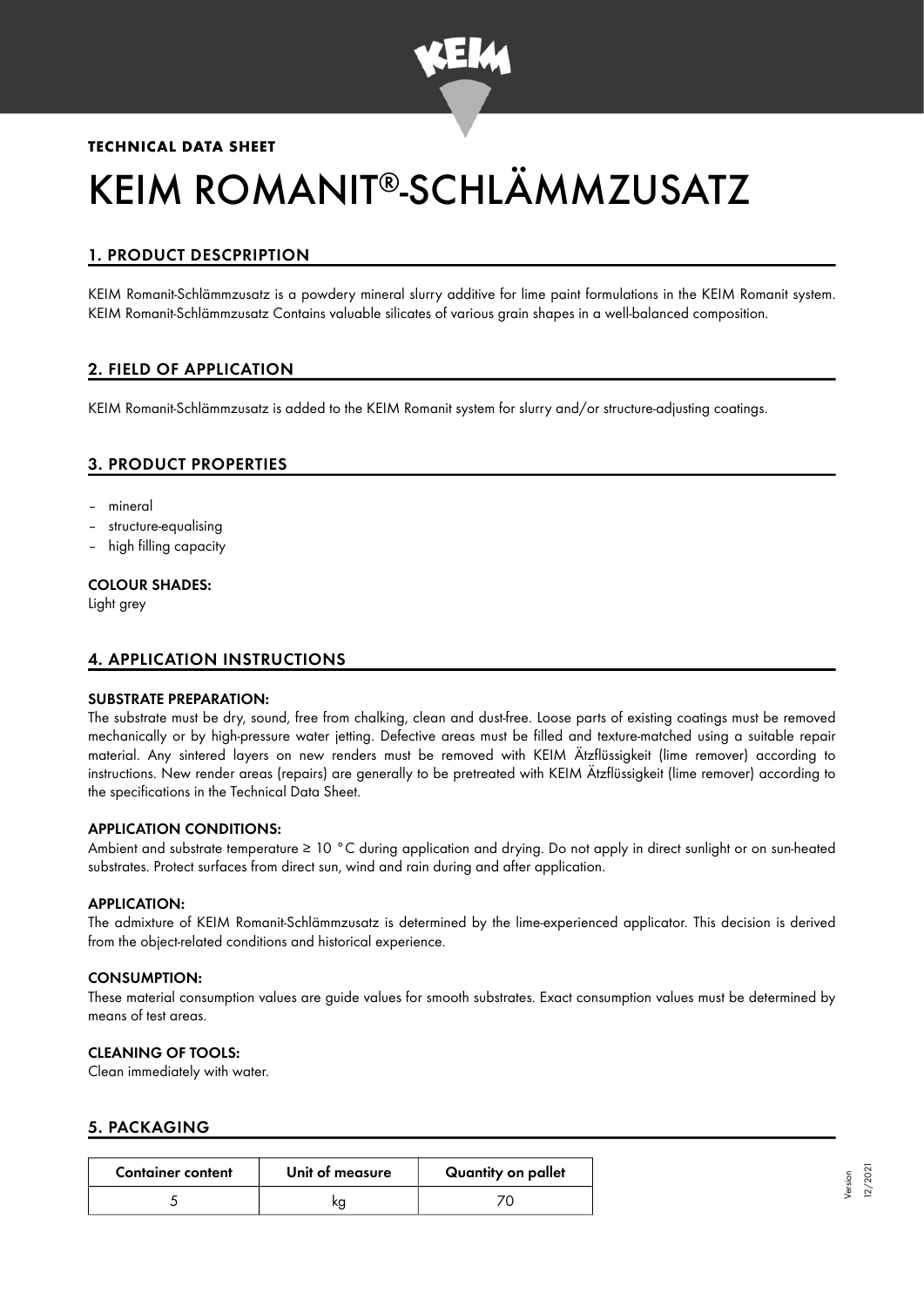**TECHNICAL DATA SHEET**

# KEIM ROMANIT®-SCHLÄMMZUSATZ

## 1. PRODUCT DESCPRIPTION

KEIM Romanit-Schlämmzusatz is a powdery mineral slurry additive for lime paint formulations in the KEIM Romanit system. KEIM Romanit-Schlämmzusatz Contains valuable silicates of various grain shapes in a well-balanced composition.

## 2. FIELD OF APPLICATION

KEIM Romanit-Schlämmzusatz is added to the KEIM Romanit system for slurry and/or structure-adjusting coatings.

## 3. PRODUCT PROPERTIES

- mineral
- structure-equalising
- high filling capacity

**COLOUR SHADES:**

Light grey

## 4. APPLICATION INSTRUCTIONS

**SUBSTRATE PREPARATION:**

The substrate must be dry, sound, free from chalking, clean and dust-free. Loose parts of existing coatings must be removed mechanically or by high-pressure water jetting. Defective areas must be filled and texture-matched using a suitable repair material. Any sintered layers on new renders must be removed with KEIM Ätzflüssigkeit (lime remover) according to instructions. New render areas (repairs) are generally to be pretreated with KEIM Ätzflüssigkeit (lime remover) according to the specifications in the Technical Data Sheet.

**APPLICATION CONDITIONS:**

Ambient and substrate temperature ≥ 10 °C during application and drying. Do not apply in direct sunlight or on sun-heated substrates. Protect surfaces from direct sun, wind and rain during and after application.

**APPLICATION:**

The admixture of KEIM Romanit-Schlämmzusatz is determined by the lime-experienced applicator. This decision is derived from the object-related conditions and historical experience.

**CONSUMPTION:**

These material consumption values are guide values for smooth substrates. Exact consumption values must be determined by means of test areas.

**CLEANING OF TOOLS:**

Clean immediately with water.

## 5. PACKAGING

| Container content | Unit of measure | Quantity on pallet |
|---|---|---|
| 5 | kg | 70 |

Version 12/2021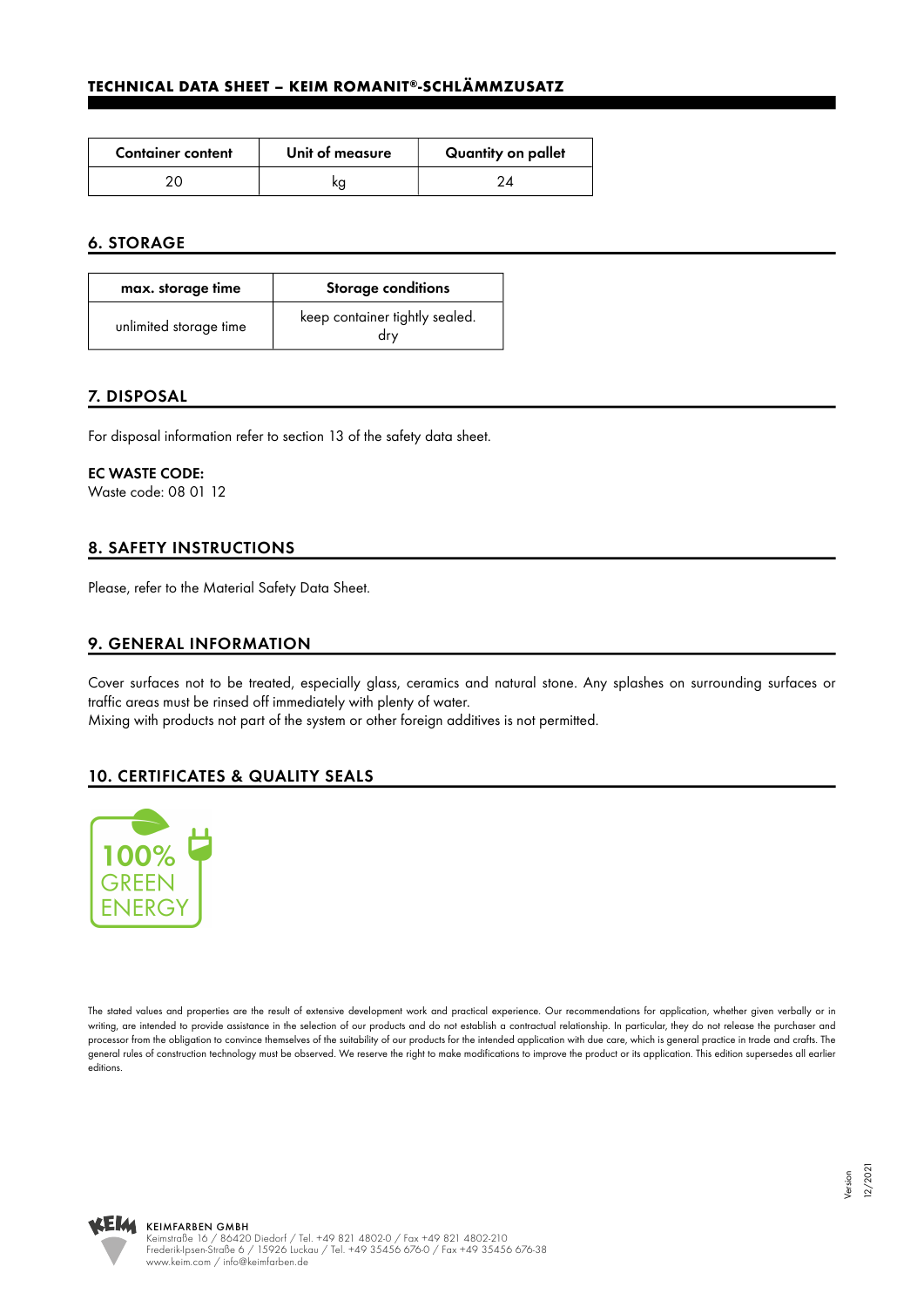# TECHNICAL DATA SHEET – KEIM ROMANIT®-SCHLÄMMZUSATZ

| Container content | Unit of measure | Quantity on pallet |
|---|---|---|
| 20 | kg | 24 |

## 6. STORAGE

| max. storage time | Storage conditions |
|---|---|
| unlimited storage time | keep container tightly sealed. dry |

## 7. DISPOSAL

For disposal information refer to section 13 of the safety data sheet.

**EC WASTE CODE:**
Waste code: 08 01 12

## 8. SAFETY INSTRUCTIONS

Please, refer to the Material Safety Data Sheet.

## 9. GENERAL INFORMATION

Cover surfaces not to be treated, especially glass, ceramics and natural stone. Any splashes on surrounding surfaces or traffic areas must be rinsed off immediately with plenty of water.
Mixing with products not part of the system or other foreign additives is not permitted.

## 10. CERTIFICATES & QUALITY SEALS

100% GREEN ENERGY

The stated values and properties are the result of extensive development work and practical experience. Our recommendations for application, whether given verbally or in writing, are intended to provide assistance in the selection of our products and do not establish a contractual relationship. In particular, they do not release the purchaser and processor from the obligation to convince themselves of the suitability of our products for the intended application with due care, which is general practice in trade and crafts. The general rules of construction technology must be observed. We reserve the right to make modifications to improve the product or its application. This edition supersedes all earlier editions.

KEIMFARBEN GMBH
Keimstraße 16 / 86420 Diedorf / Tel. +49 821 4802-0 / Fax +49 821 4802-210
Frederik-Ipsen-Straße 6 / 15926 Luckau / Tel. +49 35456 676-0 / Fax +49 35456 676-38
www.keim.com / info@keimfarben.de

Version 12/2021